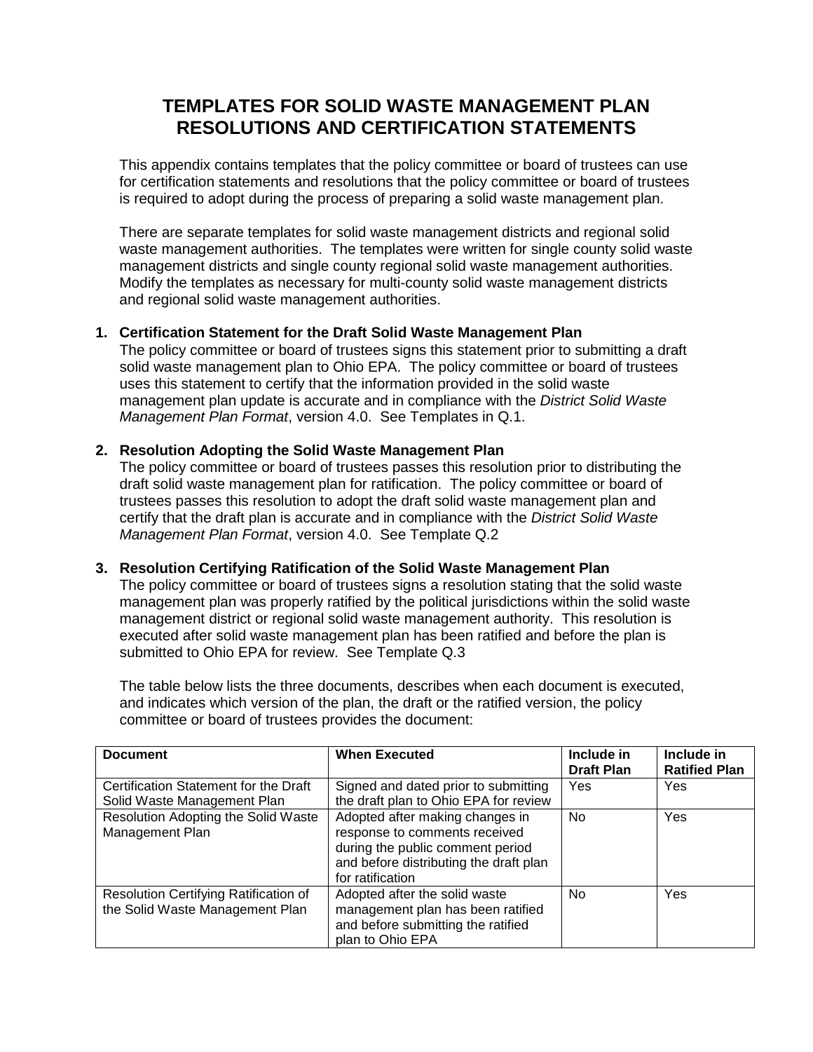# TEMPLATES FOR SOLID WASTE MANAGEMENT PLAN RESOLUTIONS AND CERTIFICATION STATEMENTS

This appendix contains templates that the policy committee or board of trustees can use for certification statements and resolutions that the policy committee or board of trustees is required to adopt during the process of preparing a solid waste management plan.

There are separate templates for solid waste management districts and regional solid waste management authorities. The templates were written for single county solid waste management districts and single county regional solid waste management authorities. Modify the templates as necessary for multi-county solid waste management districts and regional solid waste management authorities.

1. **Certification Statement for the Draft Solid Waste Management Plan**
   The policy committee or board of trustees signs this statement prior to submitting a draft solid waste management plan to Ohio EPA. The policy committee or board of trustees uses this statement to certify that the information provided in the solid waste management plan update is accurate and in compliance with the *District Solid Waste Management Plan Format*, version 4.0. See Templates in Q.1.

2. **Resolution Adopting the Solid Waste Management Plan**
   The policy committee or board of trustees passes this resolution prior to distributing the draft solid waste management plan for ratification. The policy committee or board of trustees passes this resolution to adopt the draft solid waste management plan and certify that the draft plan is accurate and in compliance with the *District Solid Waste Management Plan Format*, version 4.0. See Template Q.2

3. **Resolution Certifying Ratification of the Solid Waste Management Plan**
   The policy committee or board of trustees signs a resolution stating that the solid waste management plan was properly ratified by the political jurisdictions within the solid waste management district or regional solid waste management authority. This resolution is executed after solid waste management plan has been ratified and before the plan is submitted to Ohio EPA for review. See Template Q.3

The table below lists the three documents, describes when each document is executed, and indicates which version of the plan, the draft or the ratified version, the policy committee or board of trustees provides the document:

| Document | When Executed | Include in Draft Plan | Include in Ratified Plan |
|---|---|---|---|
| Certification Statement for the Draft Solid Waste Management Plan | Signed and dated prior to submitting the draft plan to Ohio EPA for review | Yes | Yes |
| Resolution Adopting the Solid Waste Management Plan | Adopted after making changes in response to comments received during the public comment period and before distributing the draft plan for ratification | No | Yes |
| Resolution Certifying Ratification of the Solid Waste Management Plan | Adopted after the solid waste management plan has been ratified and before submitting the ratified plan to Ohio EPA | No | Yes |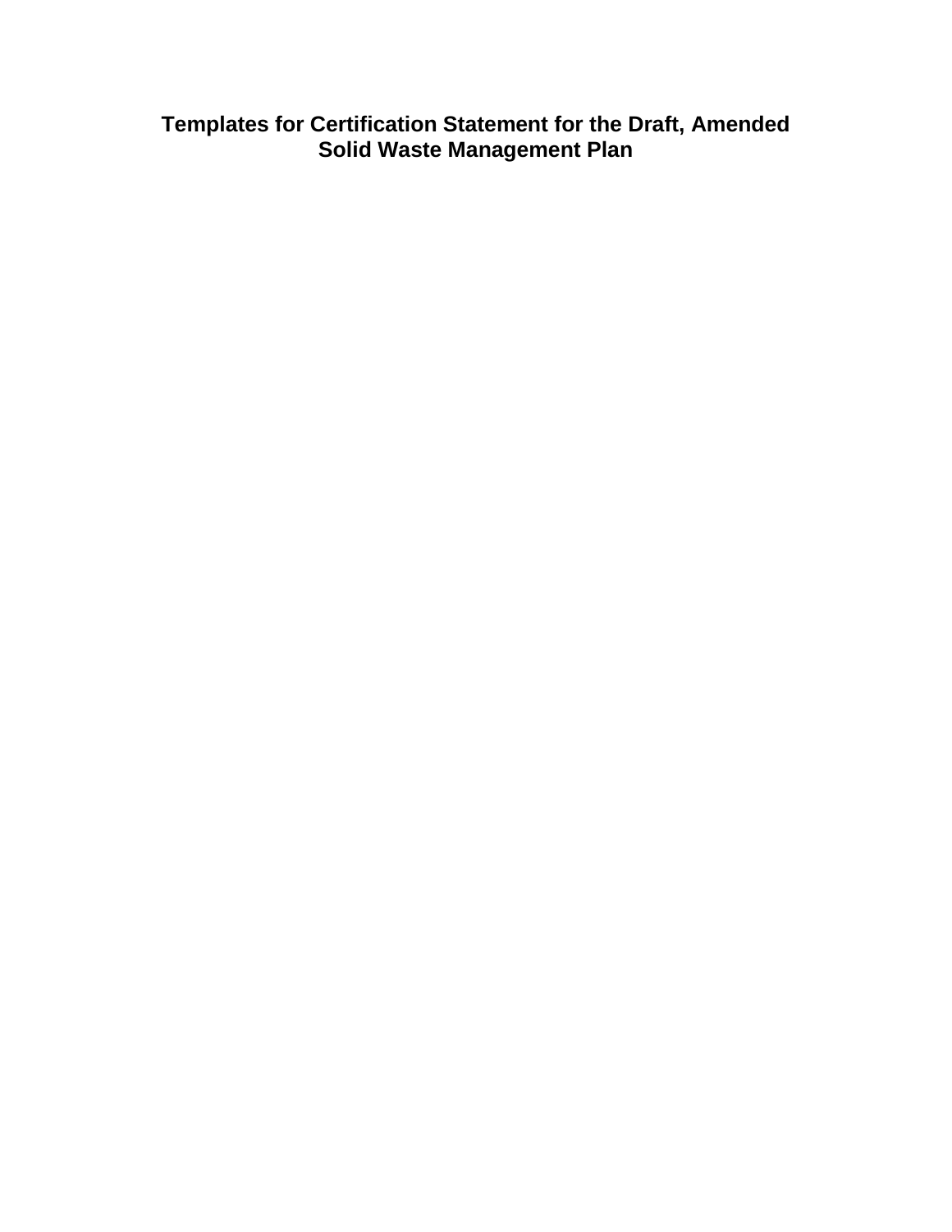# Templates for Certification Statement for the Draft, Amended Solid Waste Management Plan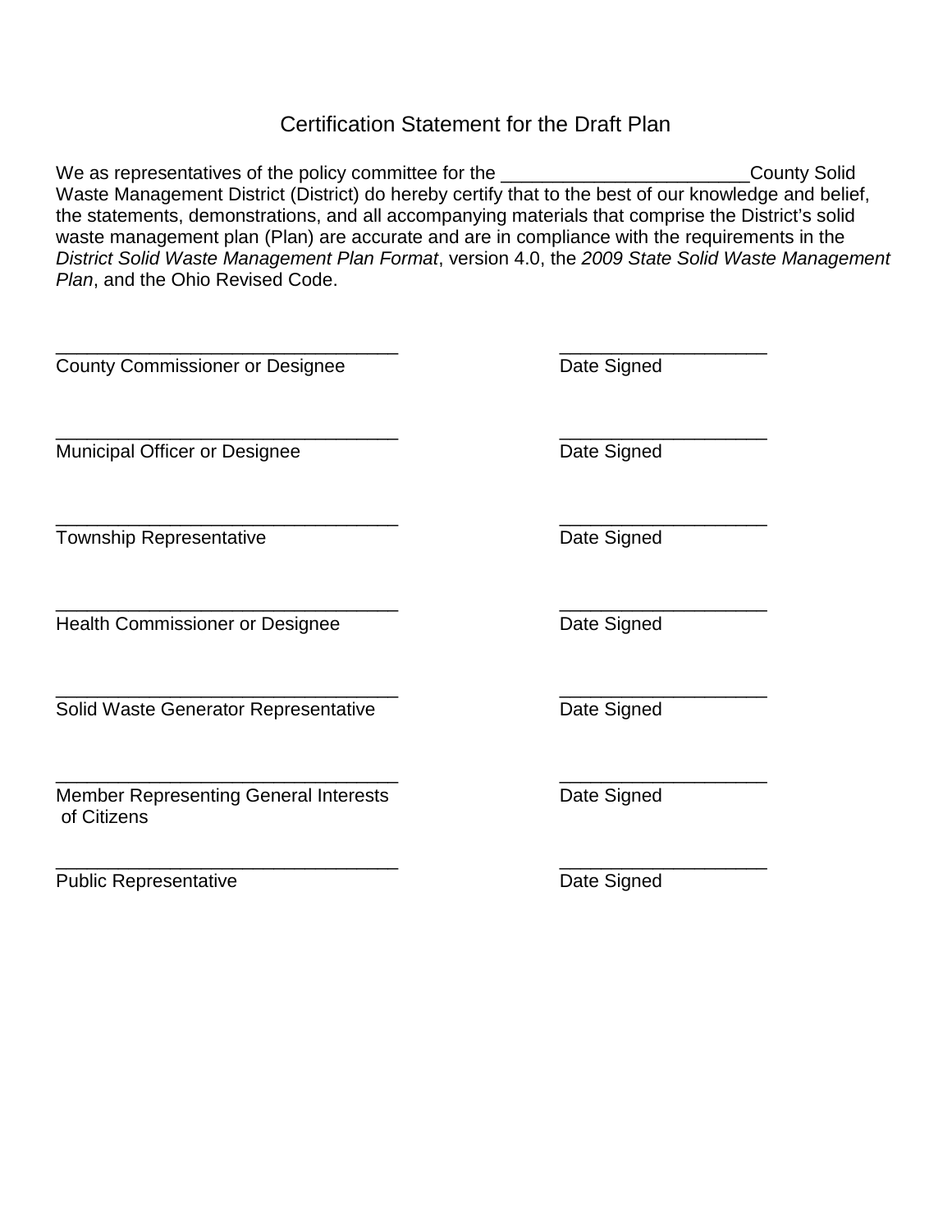# Certification Statement for the Draft Plan

We as representatives of the policy committee for the ________________________County Solid Waste Management District (District) do hereby certify that to the best of our knowledge and belief, the statements, demonstrations, and all accompanying materials that comprise the District's solid waste management plan (Plan) are accurate and are in compliance with the requirements in the *District Solid Waste Management Plan Format*, version 4.0, the *2009 State Solid Waste Management Plan*, and the Ohio Revised Code.

| | |
|---|---|
| _________________________________ | ____________________ |
| County Commissioner or Designee | Date Signed |
| _________________________________ | ____________________ |
| Municipal Officer or Designee | Date Signed |
| _________________________________ | ____________________ |
| Township Representative | Date Signed |
| _________________________________ | ____________________ |
| Health Commissioner or Designee | Date Signed |
| _________________________________ | ____________________ |
| Solid Waste Generator Representative | Date Signed |
| _________________________________ | ____________________ |
| Member Representing General Interests of Citizens | Date Signed |
| _________________________________ | ____________________ |
| Public Representative | Date Signed |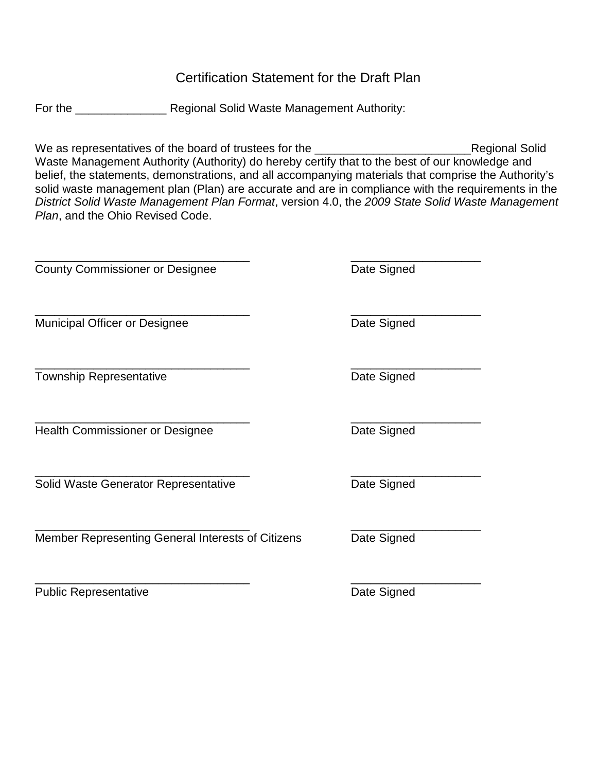# Certification Statement for the Draft Plan

For the ______________ Regional Solid Waste Management Authority:

We as representatives of the board of trustees for the ________________________Regional Solid Waste Management Authority (Authority) do hereby certify that to the best of our knowledge and belief, the statements, demonstrations, and all accompanying materials that comprise the Authority's solid waste management plan (Plan) are accurate and are in compliance with the requirements in the *District Solid Waste Management Plan Format*, version 4.0, the *2009 State Solid Waste Management Plan*, and the Ohio Revised Code.

__________________________________ ____________________
County Commissioner or Designee Date Signed

__________________________________ ____________________
Municipal Officer or Designee Date Signed

__________________________________ ____________________
Township Representative Date Signed

__________________________________ ____________________
Health Commissioner or Designee Date Signed

__________________________________ ____________________
Solid Waste Generator Representative Date Signed

__________________________________ ____________________
Member Representing General Interests of Citizens Date Signed

__________________________________ ____________________
Public Representative Date Signed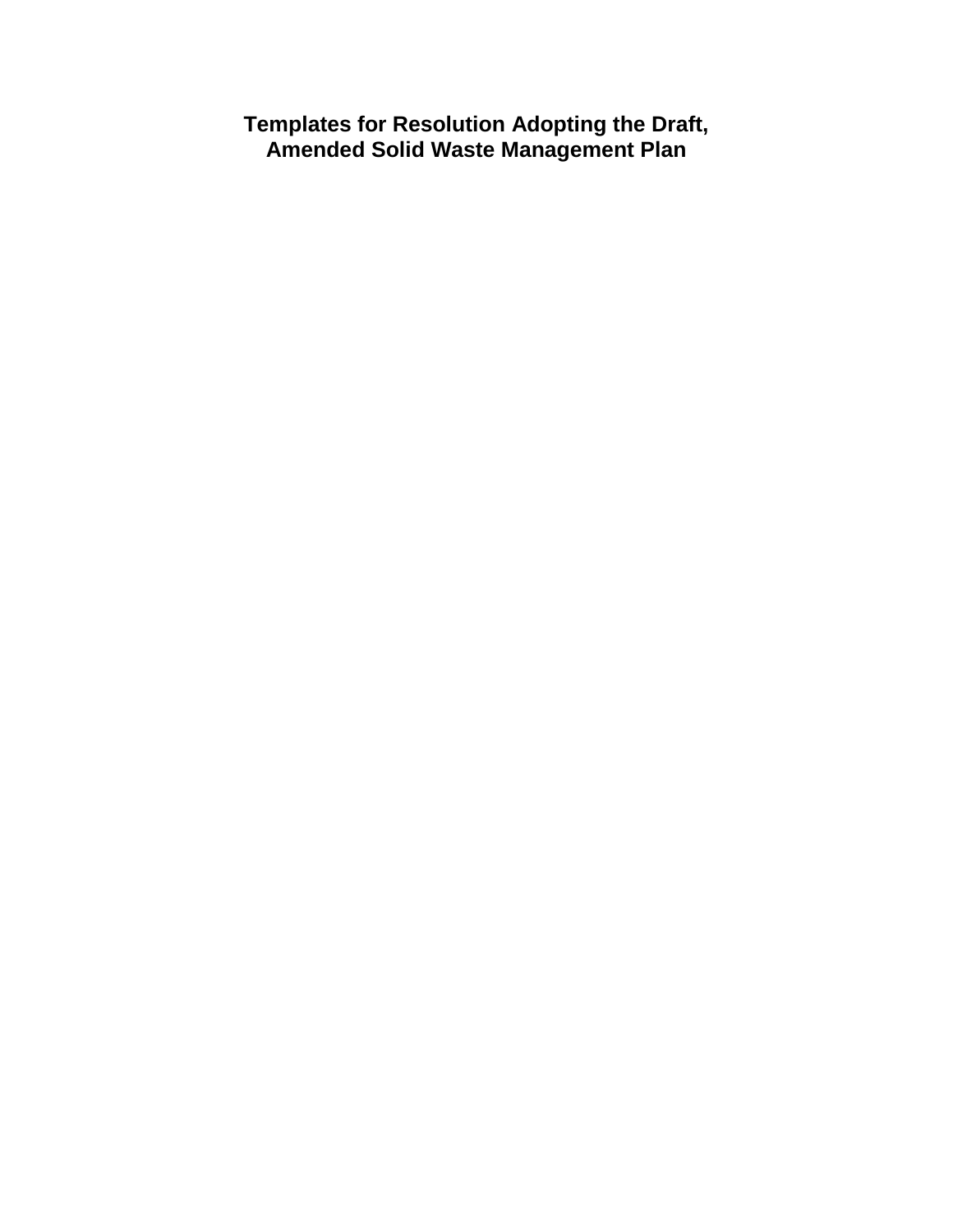# Templates for Resolution Adopting the Draft, Amended Solid Waste Management Plan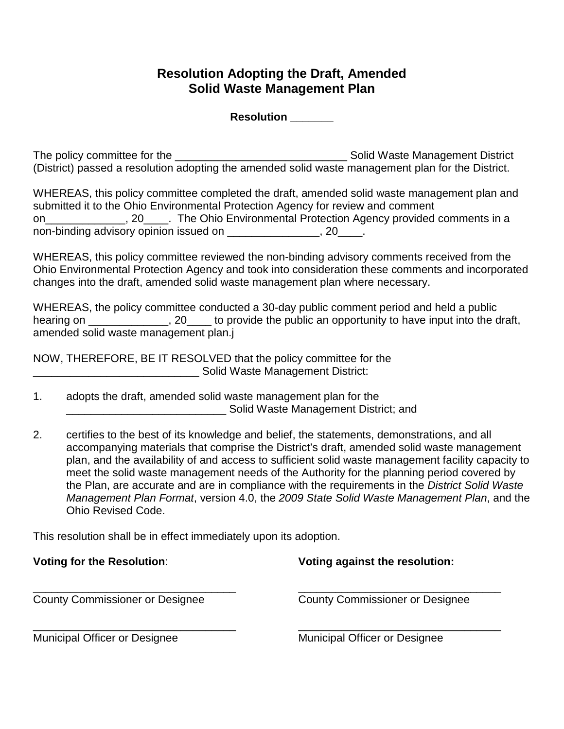# Resolution Adopting the Draft, Amended Solid Waste Management Plan

**Resolution _______**

The policy committee for the ____________________________ Solid Waste Management District (District) passed a resolution adopting the amended solid waste management plan for the District.

WHEREAS, this policy committee completed the draft, amended solid waste management plan and submitted it to the Ohio Environmental Protection Agency for review and comment on_____________, 20____. The Ohio Environmental Protection Agency provided comments in a non-binding advisory opinion issued on _______________, 20____.

WHEREAS, this policy committee reviewed the non-binding advisory comments received from the Ohio Environmental Protection Agency and took into consideration these comments and incorporated changes into the draft, amended solid waste management plan where necessary.

WHEREAS, the policy committee conducted a 30-day public comment period and held a public hearing on _____________, 20____ to provide the public an opportunity to have input into the draft, amended solid waste management plan.j

NOW, THEREFORE, BE IT RESOLVED that the policy committee for the ___________________________ Solid Waste Management District:

1. adopts the draft, amended solid waste management plan for the __________________________ Solid Waste Management District; and

2. certifies to the best of its knowledge and belief, the statements, demonstrations, and all accompanying materials that comprise the District's draft, amended solid waste management plan, and the availability of and access to sufficient solid waste management facility capacity to meet the solid waste management needs of the Authority for the planning period covered by the Plan, are accurate and are in compliance with the requirements in the *District Solid Waste Management Plan Format*, version 4.0, the *2009 State Solid Waste Management Plan*, and the Ohio Revised Code.

This resolution shall be in effect immediately upon its adoption.

**Voting for the Resolution**:

_________________________________
County Commissioner or Designee

_________________________________
Municipal Officer or Designee

**Voting against the resolution:**

_________________________________
County Commissioner or Designee

_________________________________
Municipal Officer or Designee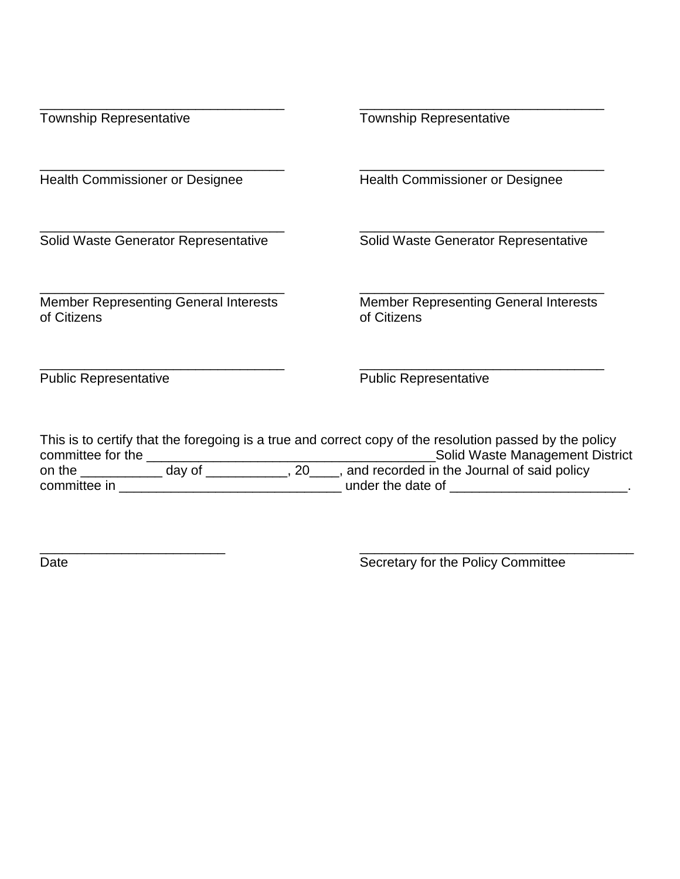\_\_\_\_\_\_\_\_\_\_\_\_\_\_\_\_\_\_\_\_\_\_\_\_\_\_\_\_\_\_\_\_\_\_
Township Representative

\_\_\_\_\_\_\_\_\_\_\_\_\_\_\_\_\_\_\_\_\_\_\_\_\_\_\_\_\_\_\_\_\_\_
Township Representative

\_\_\_\_\_\_\_\_\_\_\_\_\_\_\_\_\_\_\_\_\_\_\_\_\_\_\_\_\_\_\_\_\_\_
Health Commissioner or Designee

\_\_\_\_\_\_\_\_\_\_\_\_\_\_\_\_\_\_\_\_\_\_\_\_\_\_\_\_\_\_\_\_\_\_
Health Commissioner or Designee

\_\_\_\_\_\_\_\_\_\_\_\_\_\_\_\_\_\_\_\_\_\_\_\_\_\_\_\_\_\_\_\_\_\_
Solid Waste Generator Representative

\_\_\_\_\_\_\_\_\_\_\_\_\_\_\_\_\_\_\_\_\_\_\_\_\_\_\_\_\_\_\_\_\_\_
Solid Waste Generator Representative

\_\_\_\_\_\_\_\_\_\_\_\_\_\_\_\_\_\_\_\_\_\_\_\_\_\_\_\_\_\_\_\_\_\_
Member Representing General Interests of Citizens

\_\_\_\_\_\_\_\_\_\_\_\_\_\_\_\_\_\_\_\_\_\_\_\_\_\_\_\_\_\_\_\_\_\_
Member Representing General Interests of Citizens

\_\_\_\_\_\_\_\_\_\_\_\_\_\_\_\_\_\_\_\_\_\_\_\_\_\_\_\_\_\_\_\_\_\_
Public Representative

\_\_\_\_\_\_\_\_\_\_\_\_\_\_\_\_\_\_\_\_\_\_\_\_\_\_\_\_\_\_\_\_\_\_
Public Representative

This is to certify that the foregoing is a true and correct copy of the resolution passed by the policy committee for the \_\_\_\_\_\_\_\_\_\_\_\_\_\_\_\_\_\_\_\_\_\_\_\_\_\_\_\_\_\_\_\_\_\_\_\_\_\_Solid Waste Management District on the \_\_\_\_\_\_\_\_\_\_\_ day of \_\_\_\_\_\_\_\_\_\_\_, 20\_\_\_\_, and recorded in the Journal of said policy committee in \_\_\_\_\_\_\_\_\_\_\_\_\_\_\_\_\_\_\_\_\_\_\_\_\_\_\_\_\_\_ under the date of \_\_\_\_\_\_\_\_\_\_\_\_\_\_\_\_\_\_\_\_\_\_\_\_.

\_\_\_\_\_\_\_\_\_\_\_\_\_\_\_\_\_\_\_\_\_\_\_\_\_\_
Date

\_\_\_\_\_\_\_\_\_\_\_\_\_\_\_\_\_\_\_\_\_\_\_\_\_\_\_\_\_\_\_\_\_\_\_\_\_\_
Secretary for the Policy Committee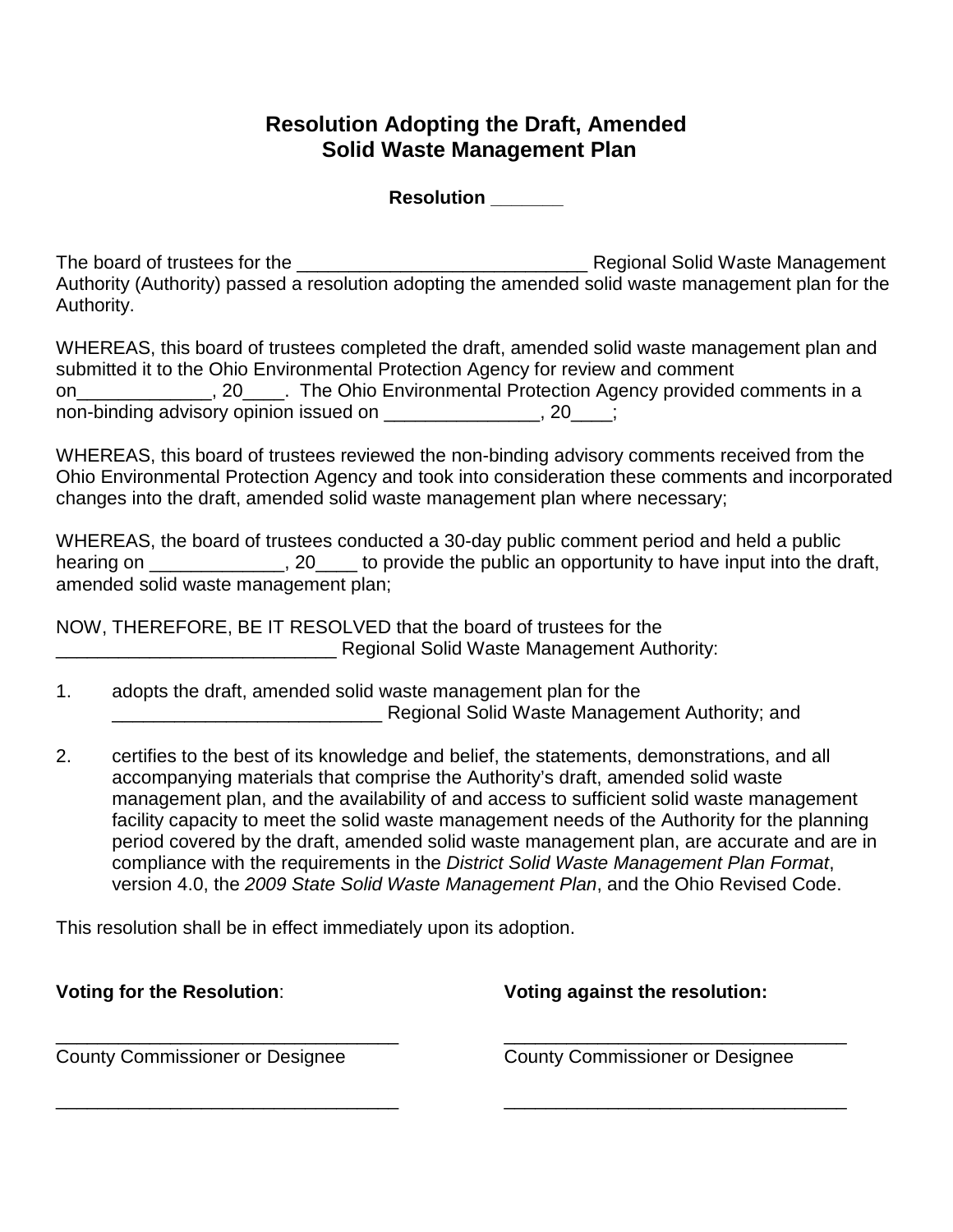# Resolution Adopting the Draft, Amended Solid Waste Management Plan

**Resolution _______**

The board of trustees for the ____________________________ Regional Solid Waste Management Authority (Authority) passed a resolution adopting the amended solid waste management plan for the Authority.

WHEREAS, this board of trustees completed the draft, amended solid waste management plan and submitted it to the Ohio Environmental Protection Agency for review and comment on_____________, 20____. The Ohio Environmental Protection Agency provided comments in a non-binding advisory opinion issued on _______________, 20____;

WHEREAS, this board of trustees reviewed the non-binding advisory comments received from the Ohio Environmental Protection Agency and took into consideration these comments and incorporated changes into the draft, amended solid waste management plan where necessary;

WHEREAS, the board of trustees conducted a 30-day public comment period and held a public hearing on _____________, 20____ to provide the public an opportunity to have input into the draft, amended solid waste management plan;

NOW, THEREFORE, BE IT RESOLVED that the board of trustees for the ___________________________ Regional Solid Waste Management Authority:

1. adopts the draft, amended solid waste management plan for the __________________________ Regional Solid Waste Management Authority; and

2. certifies to the best of its knowledge and belief, the statements, demonstrations, and all accompanying materials that comprise the Authority's draft, amended solid waste management plan, and the availability of and access to sufficient solid waste management facility capacity to meet the solid waste management needs of the Authority for the planning period covered by the draft, amended solid waste management plan, are accurate and are in compliance with the requirements in the *District Solid Waste Management Plan Format*, version 4.0, the *2009 State Solid Waste Management Plan*, and the Ohio Revised Code.

This resolution shall be in effect immediately upon its adoption.

| **Voting for the Resolution**: | **Voting against the resolution:** |
|---|---|
| _________________________________ | _________________________________ |
| County Commissioner or Designee | County Commissioner or Designee |
| _________________________________ | _________________________________ |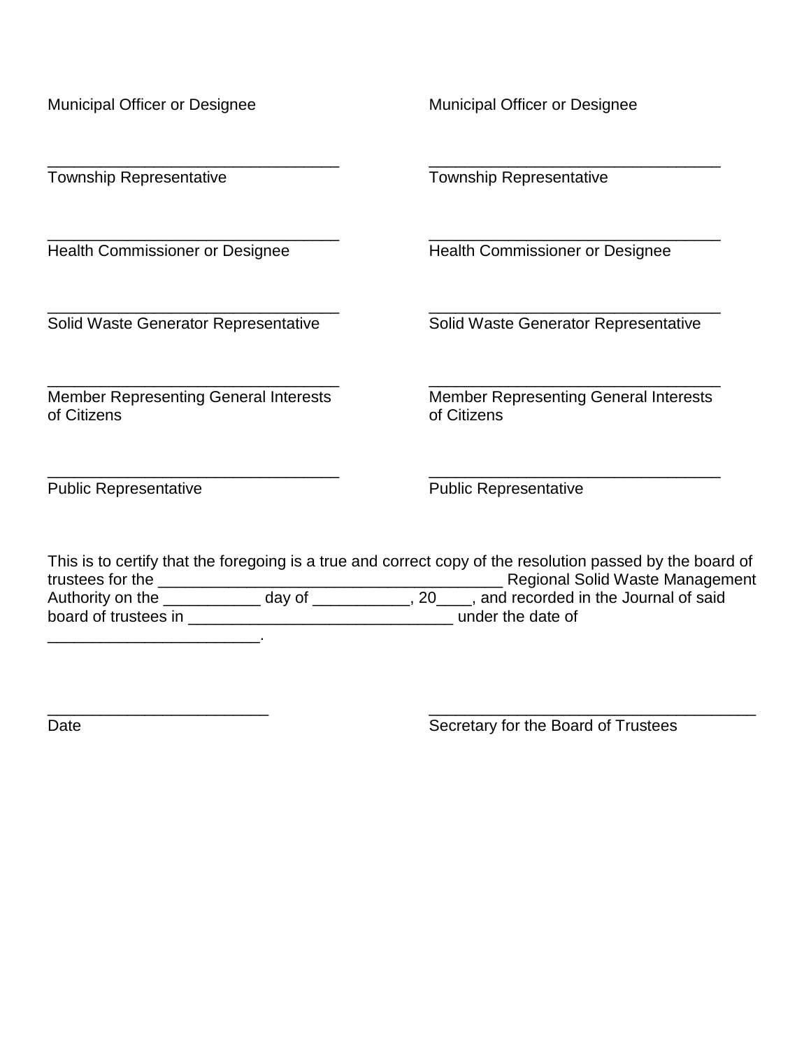Municipal Officer or Designee

Municipal Officer or Designee

__________________________________
Township Representative

__________________________________
Township Representative

__________________________________
Health Commissioner or Designee

__________________________________
Health Commissioner or Designee

__________________________________
Solid Waste Generator Representative

__________________________________
Solid Waste Generator Representative

__________________________________
Member Representing General Interests of Citizens

__________________________________
Member Representing General Interests of Citizens

__________________________________
Public Representative

__________________________________
Public Representative

This is to certify that the foregoing is a true and correct copy of the resolution passed by the board of trustees for the ________________________________________ Regional Solid Waste Management Authority on the ___________ day of ___________, 20____, and recorded in the Journal of said board of trustees in ______________________________ under the date of ________________________.

_________________________
Date

______________________________________
Secretary for the Board of Trustees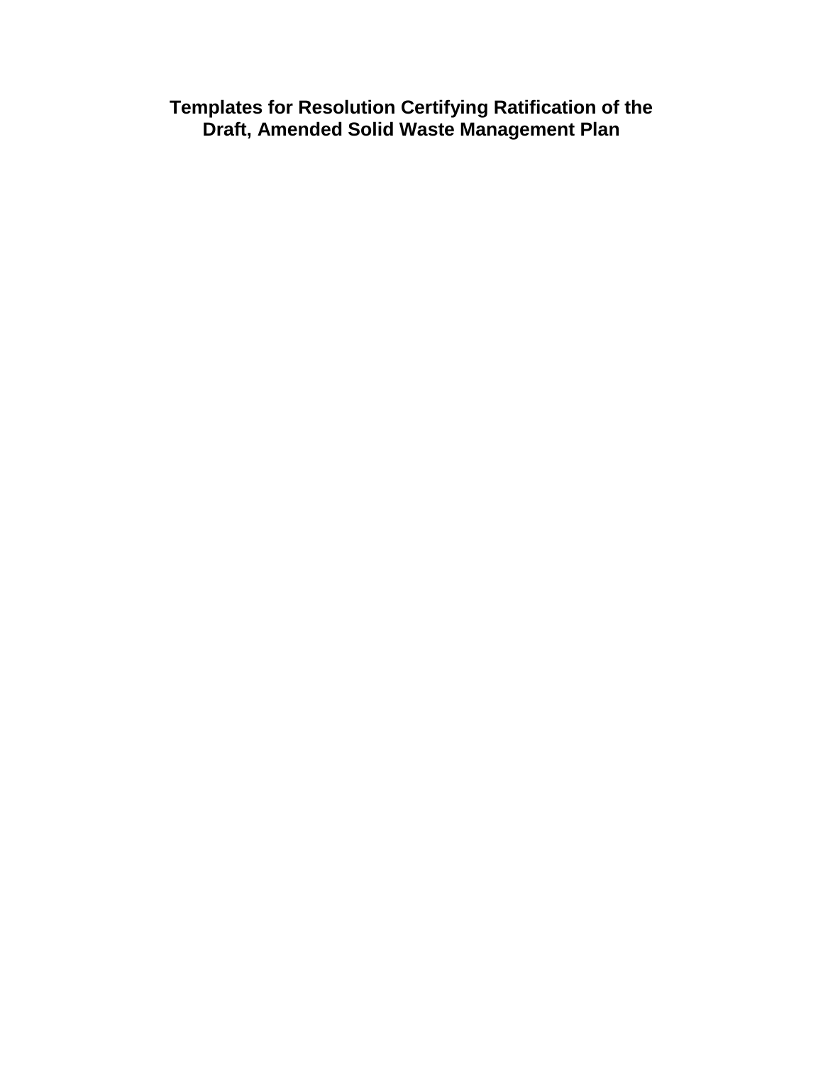# Templates for Resolution Certifying Ratification of the Draft, Amended Solid Waste Management Plan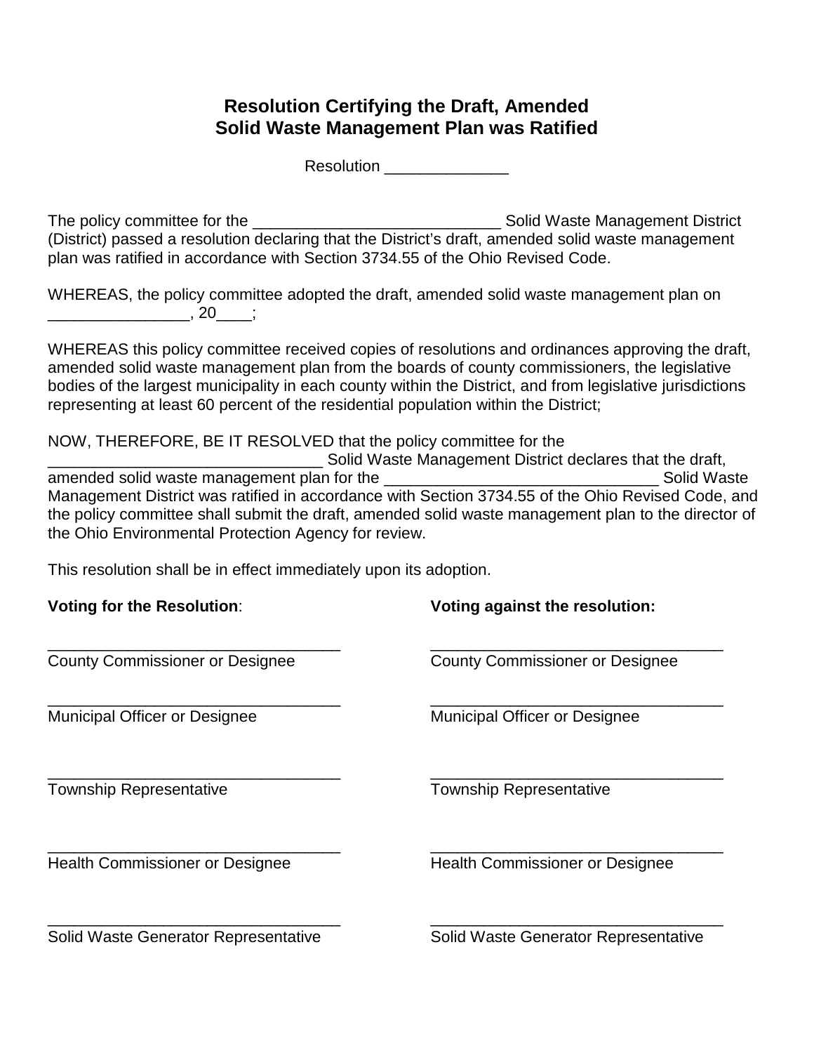# Resolution Certifying the Draft, Amended Solid Waste Management Plan was Ratified

Resolution ______________

The policy committee for the _____________________________ Solid Waste Management District (District) passed a resolution declaring that the District's draft, amended solid waste management plan was ratified in accordance with Section 3734.55 of the Ohio Revised Code.

WHEREAS, the policy committee adopted the draft, amended solid waste management plan on ________________, 20____;

WHEREAS this policy committee received copies of resolutions and ordinances approving the draft, amended solid waste management plan from the boards of county commissioners, the legislative bodies of the largest municipality in each county within the District, and from legislative jurisdictions representing at least 60 percent of the residential population within the District;

NOW, THEREFORE, BE IT RESOLVED that the policy committee for the ________________________________ Solid Waste Management District declares that the draft, amended solid waste management plan for the ________________________________ Solid Waste Management District was ratified in accordance with Section 3734.55 of the Ohio Revised Code, and the policy committee shall submit the draft, amended solid waste management plan to the director of the Ohio Environmental Protection Agency for review.

This resolution shall be in effect immediately upon its adoption.

| **Voting for the Resolution**: | **Voting against the resolution:** |
|---|---|
| __________________________________ County Commissioner or Designee | __________________________________ County Commissioner or Designee |
| __________________________________ Municipal Officer or Designee | __________________________________ Municipal Officer or Designee |
| __________________________________ Township Representative | __________________________________ Township Representative |
| __________________________________ Health Commissioner or Designee | __________________________________ Health Commissioner or Designee |
| __________________________________ Solid Waste Generator Representative | __________________________________ Solid Waste Generator Representative |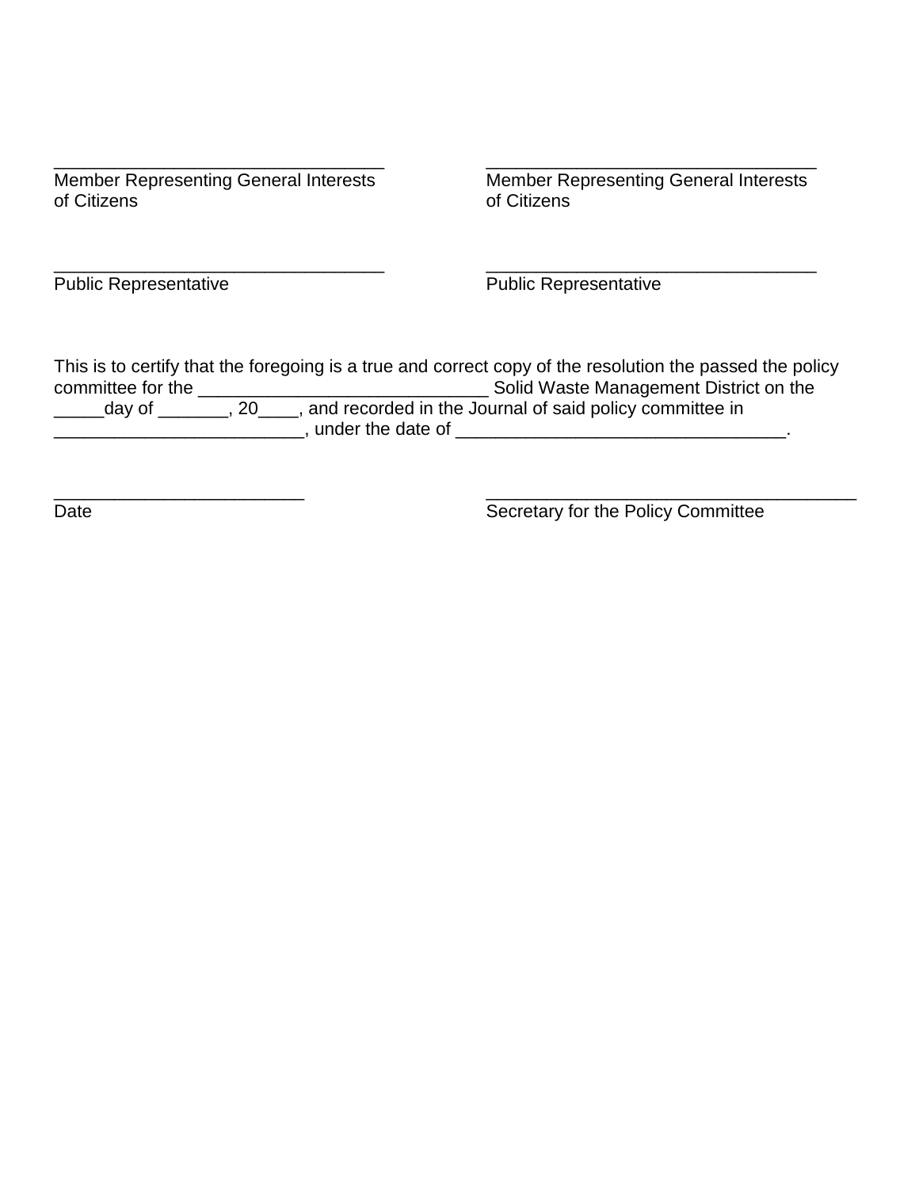| _________________________________ | _________________________________ |
|---|---|
| Member Representing General Interests of Citizens | Member Representing General Interests of Citizens |
| _________________________________ | _________________________________ |
| Public Representative | Public Representative |

This is to certify that the foregoing is a true and correct copy of the resolution the passed the policy committee for the _____________________________ Solid Waste Management District on the _____day of _______, 20____, and recorded in the Journal of said policy committee in _________________________, under the date of _________________________________.

| _________________________ | _____________________________________ |
|---|---|
| Date | Secretary for the Policy Committee |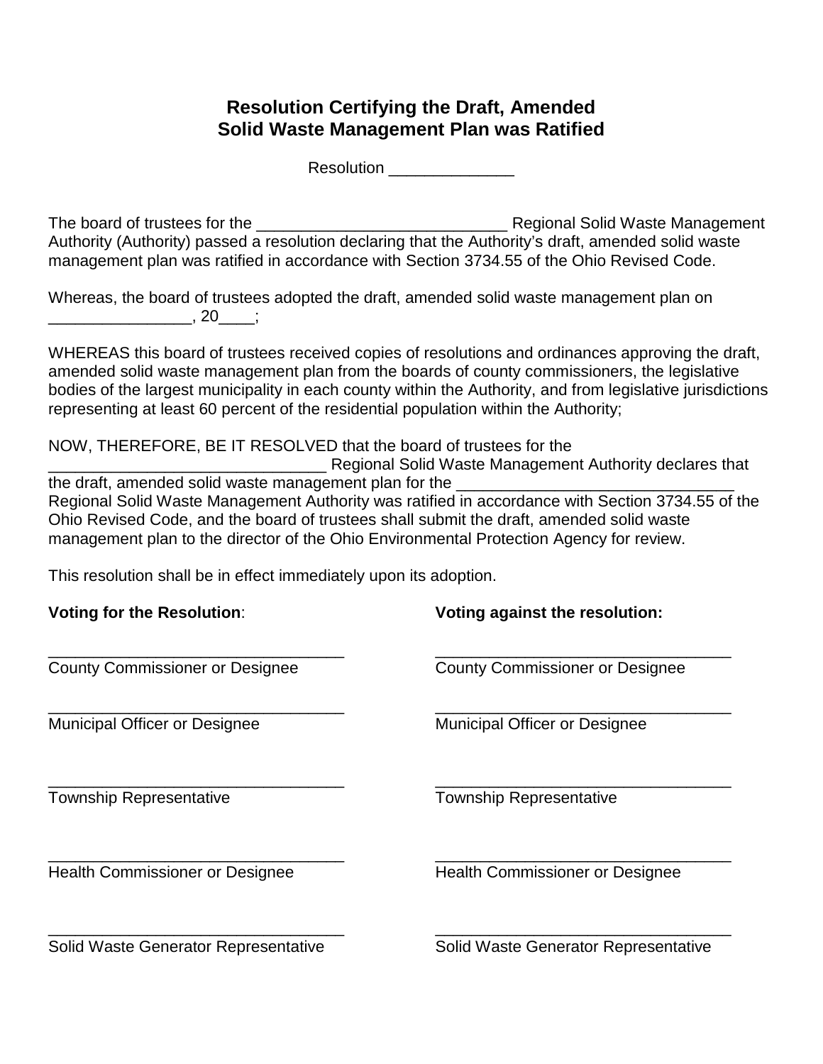# Resolution Certifying the Draft, Amended Solid Waste Management Plan was Ratified

Resolution ______________

The board of trustees for the _____________________________ Regional Solid Waste Management Authority (Authority) passed a resolution declaring that the Authority's draft, amended solid waste management plan was ratified in accordance with Section 3734.55 of the Ohio Revised Code.

Whereas, the board of trustees adopted the draft, amended solid waste management plan on ________________, 20____;

WHEREAS this board of trustees received copies of resolutions and ordinances approving the draft, amended solid waste management plan from the boards of county commissioners, the legislative bodies of the largest municipality in each county within the Authority, and from legislative jurisdictions representing at least 60 percent of the residential population within the Authority;

NOW, THEREFORE, BE IT RESOLVED that the board of trustees for the ________________________________ Regional Solid Waste Management Authority declares that the draft, amended solid waste management plan for the ________________________________ Regional Solid Waste Management Authority was ratified in accordance with Section 3734.55 of the Ohio Revised Code, and the board of trustees shall submit the draft, amended solid waste management plan to the director of the Ohio Environmental Protection Agency for review.

This resolution shall be in effect immediately upon its adoption.

| **Voting for the Resolution**: | **Voting against the resolution:** |
|---|---|
| __________________________________<br>County Commissioner or Designee | __________________________________<br>County Commissioner or Designee |
| __________________________________<br>Municipal Officer or Designee | __________________________________<br>Municipal Officer or Designee |
| __________________________________<br>Township Representative | __________________________________<br>Township Representative |
| __________________________________<br>Health Commissioner or Designee | __________________________________<br>Health Commissioner or Designee |
| __________________________________<br>Solid Waste Generator Representative | __________________________________<br>Solid Waste Generator Representative |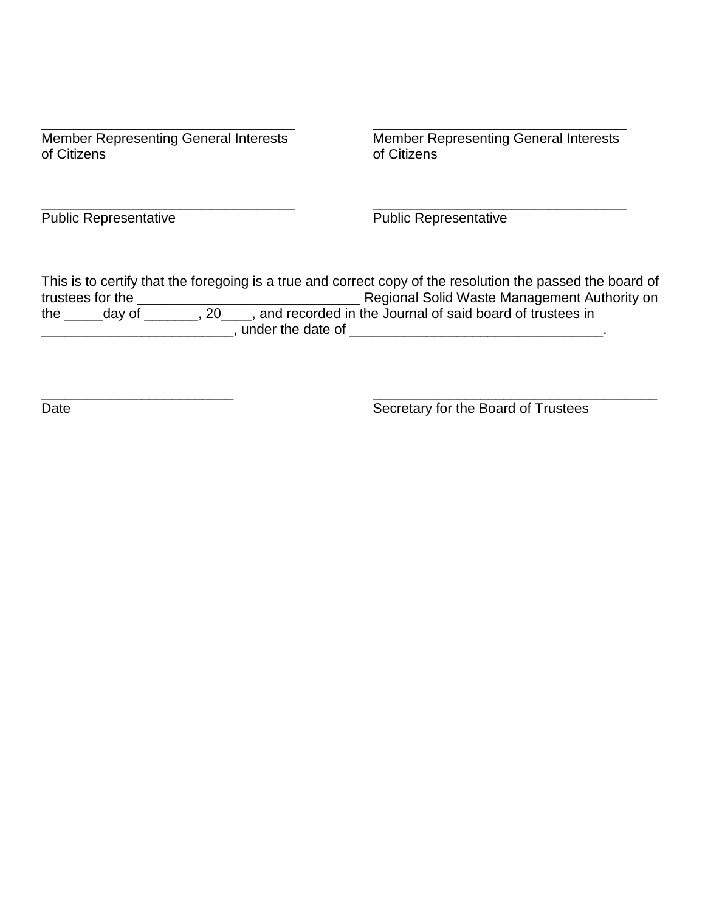_________________________________ 
Member Representing General Interests of Citizens

_________________________________ 
Member Representing General Interests of Citizens

_________________________________ 
Public Representative

_________________________________ 
Public Representative

This is to certify that the foregoing is a true and correct copy of the resolution the passed the board of trustees for the _____________________________ Regional Solid Waste Management Authority on the _____day of _______, 20____, and recorded in the Journal of said board of trustees in _________________________, under the date of _________________________________.

_________________________ 
Date

_____________________________________ 
Secretary for the Board of Trustees